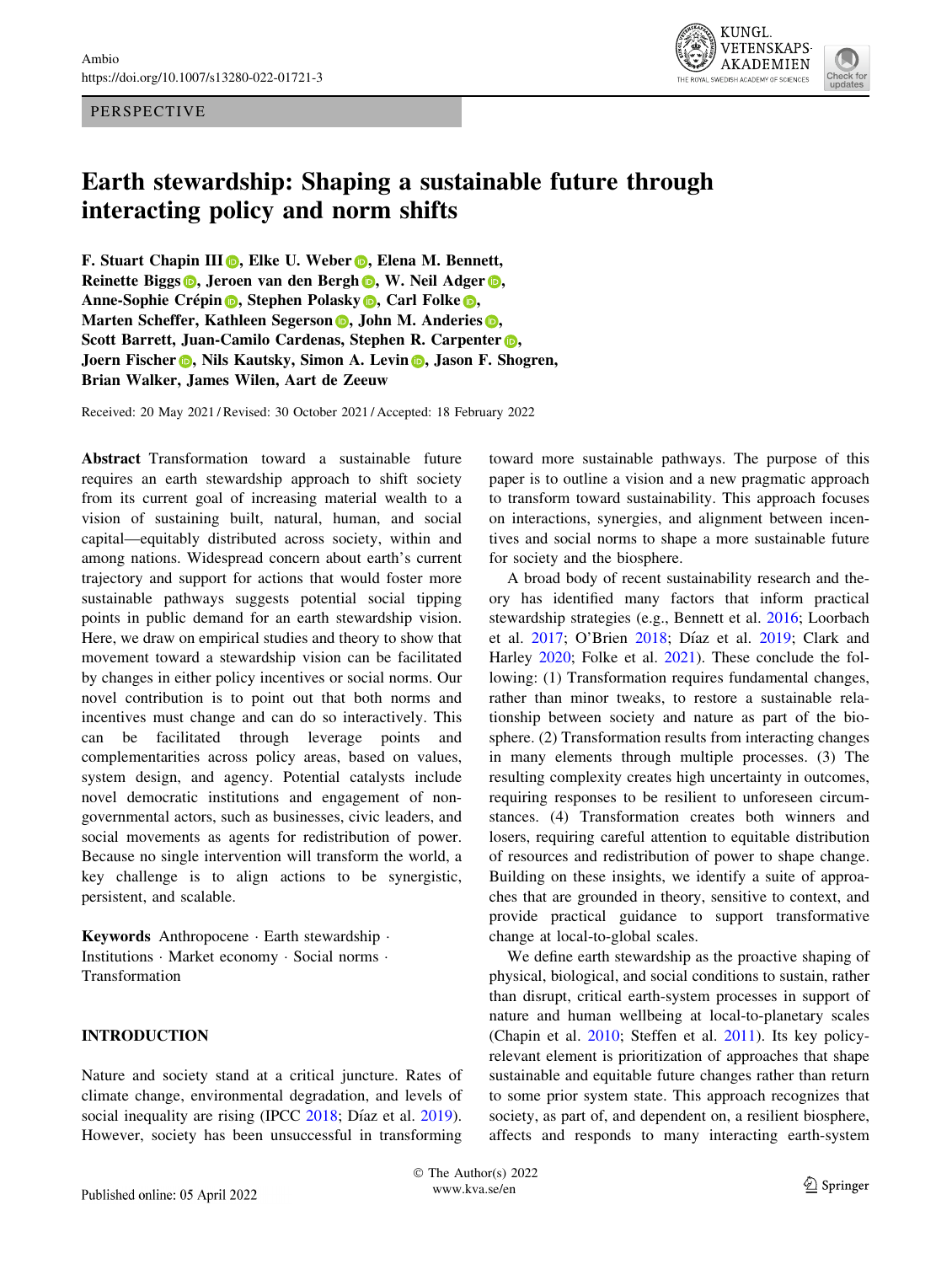PERSPECTIVE

# Earth stewardship: Shaping a sustainable future through interacting policy and norm shifts

**F. Stuart Chapin III, Elke U. Weber, Elena M. Bennett, Reinette Biggs, Jeroen van den Bergh, W. Neil Adger, Anne-Sophie Crépin, Stephen Polasky, Carl Folke, Marten Scheffer, Kathleen Segerson, John M. Anderies, Scott Barrett, Juan-Camilo Cardenas, Stephen R. Carpenter, Joern Fischer, Nils Kautsky, Simon A. Levin, Jason F. Shogren, Brian Walker, James Wilen, Aart de Zeeuw**

Received: 20 May 2021 / Revised: 30 October 2021 / Accepted: 18 February 2022

**Abstract** Transformation toward a sustainable future requires an earth stewardship approach to shift society from its current goal of increasing material wealth to a vision of sustaining built, natural, human, and social capital—equitably distributed across society, within and among nations. Widespread concern about earth's current trajectory and support for actions that would foster more sustainable pathways suggests potential social tipping points in public demand for an earth stewardship vision. Here, we draw on empirical studies and theory to show that movement toward a stewardship vision can be facilitated by changes in either policy incentives or social norms. Our novel contribution is to point out that both norms and incentives must change and can do so interactively. This can be facilitated through leverage points and complementarities across policy areas, based on values, system design, and agency. Potential catalysts include novel democratic institutions and engagement of non-governmental actors, such as businesses, civic leaders, and social movements as agents for redistribution of power. Because no single intervention will transform the world, a key challenge is to align actions to be synergistic, persistent, and scalable.

**Keywords** Anthropocene · Earth stewardship · Institutions · Market economy · Social norms · Transformation

## INTRODUCTION

Nature and society stand at a critical juncture. Rates of climate change, environmental degradation, and levels of social inequality are rising (IPCC 2018; Díaz et al. 2019). However, society has been unsuccessful in transforming toward more sustainable pathways. The purpose of this paper is to outline a vision and a new pragmatic approach to transform toward sustainability. This approach focuses on interactions, synergies, and alignment between incentives and social norms to shape a more sustainable future for society and the biosphere.

A broad body of recent sustainability research and theory has identified many factors that inform practical stewardship strategies (e.g., Bennett et al. 2016; Loorbach et al. 2017; O'Brien 2018; Díaz et al. 2019; Clark and Harley 2020; Folke et al. 2021). These conclude the following: (1) Transformation requires fundamental changes, rather than minor tweaks, to restore a sustainable relationship between society and nature as part of the biosphere. (2) Transformation results from interacting changes in many elements through multiple processes. (3) The resulting complexity creates high uncertainty in outcomes, requiring responses to be resilient to unforeseen circumstances. (4) Transformation creates both winners and losers, requiring careful attention to equitable distribution of resources and redistribution of power to shape change. Building on these insights, we identify a suite of approaches that are grounded in theory, sensitive to context, and provide practical guidance to support transformative change at local-to-global scales.

We define earth stewardship as the proactive shaping of physical, biological, and social conditions to sustain, rather than disrupt, critical earth-system processes in support of nature and human wellbeing at local-to-planetary scales (Chapin et al. 2010; Steffen et al. 2011). Its key policy-relevant element is prioritization of approaches that shape sustainable and equitable future changes rather than return to some prior system state. This approach recognizes that society, as part of, and dependent on, a resilient biosphere, affects and responds to many interacting earth-system

© The Author(s) 2022
www.kva.se/en

Published online: 05 April 2022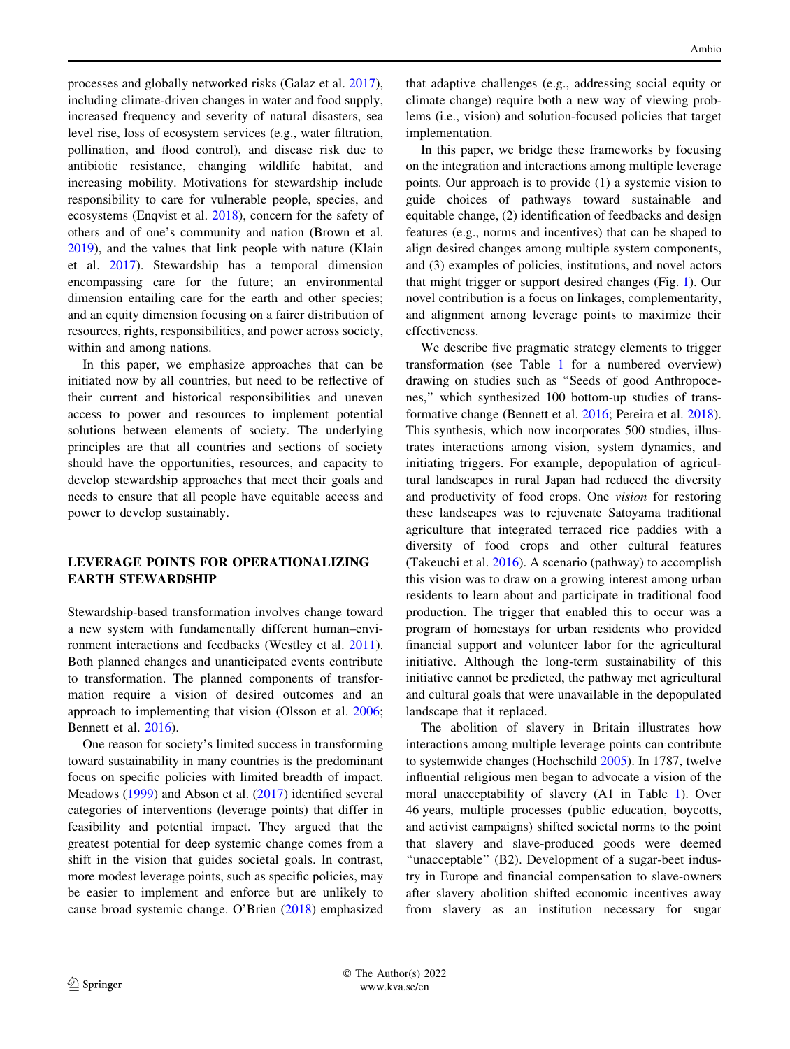processes and globally networked risks (Galaz et al. 2017), including climate-driven changes in water and food supply, increased frequency and severity of natural disasters, sea level rise, loss of ecosystem services (e.g., water filtration, pollination, and flood control), and disease risk due to antibiotic resistance, changing wildlife habitat, and increasing mobility. Motivations for stewardship include responsibility to care for vulnerable people, species, and ecosystems (Enqvist et al. 2018), concern for the safety of others and of one's community and nation (Brown et al. 2019), and the values that link people with nature (Klain et al. 2017). Stewardship has a temporal dimension encompassing care for the future; an environmental dimension entailing care for the earth and other species; and an equity dimension focusing on a fairer distribution of resources, rights, responsibilities, and power across society, within and among nations.

In this paper, we emphasize approaches that can be initiated now by all countries, but need to be reflective of their current and historical responsibilities and uneven access to power and resources to implement potential solutions between elements of society. The underlying principles are that all countries and sections of society should have the opportunities, resources, and capacity to develop stewardship approaches that meet their goals and needs to ensure that all people have equitable access and power to develop sustainably.

## LEVERAGE POINTS FOR OPERATIONALIZING EARTH STEWARDSHIP

Stewardship-based transformation involves change toward a new system with fundamentally different human–environment interactions and feedbacks (Westley et al. 2011). Both planned changes and unanticipated events contribute to transformation. The planned components of transformation require a vision of desired outcomes and an approach to implementing that vision (Olsson et al. 2006; Bennett et al. 2016).

One reason for society's limited success in transforming toward sustainability in many countries is the predominant focus on specific policies with limited breadth of impact. Meadows (1999) and Abson et al. (2017) identified several categories of interventions (leverage points) that differ in feasibility and potential impact. They argued that the greatest potential for deep systemic change comes from a shift in the vision that guides societal goals. In contrast, more modest leverage points, such as specific policies, may be easier to implement and enforce but are unlikely to cause broad systemic change. O'Brien (2018) emphasized that adaptive challenges (e.g., addressing social equity or climate change) require both a new way of viewing problems (i.e., vision) and solution-focused policies that target implementation.

In this paper, we bridge these frameworks by focusing on the integration and interactions among multiple leverage points. Our approach is to provide (1) a systemic vision to guide choices of pathways toward sustainable and equitable change, (2) identification of feedbacks and design features (e.g., norms and incentives) that can be shaped to align desired changes among multiple system components, and (3) examples of policies, institutions, and novel actors that might trigger or support desired changes (Fig. 1). Our novel contribution is a focus on linkages, complementarity, and alignment among leverage points to maximize their effectiveness.

We describe five pragmatic strategy elements to trigger transformation (see Table 1 for a numbered overview) drawing on studies such as "Seeds of good Anthropocenes," which synthesized 100 bottom-up studies of transformative change (Bennett et al. 2016; Pereira et al. 2018). This synthesis, which now incorporates 500 studies, illustrates interactions among vision, system dynamics, and initiating triggers. For example, depopulation of agricultural landscapes in rural Japan had reduced the diversity and productivity of food crops. One *vision* for restoring these landscapes was to rejuvenate Satoyama traditional agriculture that integrated terraced rice paddies with a diversity of food crops and other cultural features (Takeuchi et al. 2016). A scenario (pathway) to accomplish this vision was to draw on a growing interest among urban residents to learn about and participate in traditional food production. The trigger that enabled this to occur was a program of homestays for urban residents who provided financial support and volunteer labor for the agricultural initiative. Although the long-term sustainability of this initiative cannot be predicted, the pathway met agricultural and cultural goals that were unavailable in the depopulated landscape that it replaced.

The abolition of slavery in Britain illustrates how interactions among multiple leverage points can contribute to systemwide changes (Hochschild 2005). In 1787, twelve influential religious men began to advocate a vision of the moral unacceptability of slavery (A1 in Table 1). Over 46 years, multiple processes (public education, boycotts, and activist campaigns) shifted societal norms to the point that slavery and slave-produced goods were deemed "unacceptable" (B2). Development of a sugar-beet industry in Europe and financial compensation to slave-owners after slavery abolition shifted economic incentives away from slavery as an institution necessary for sugar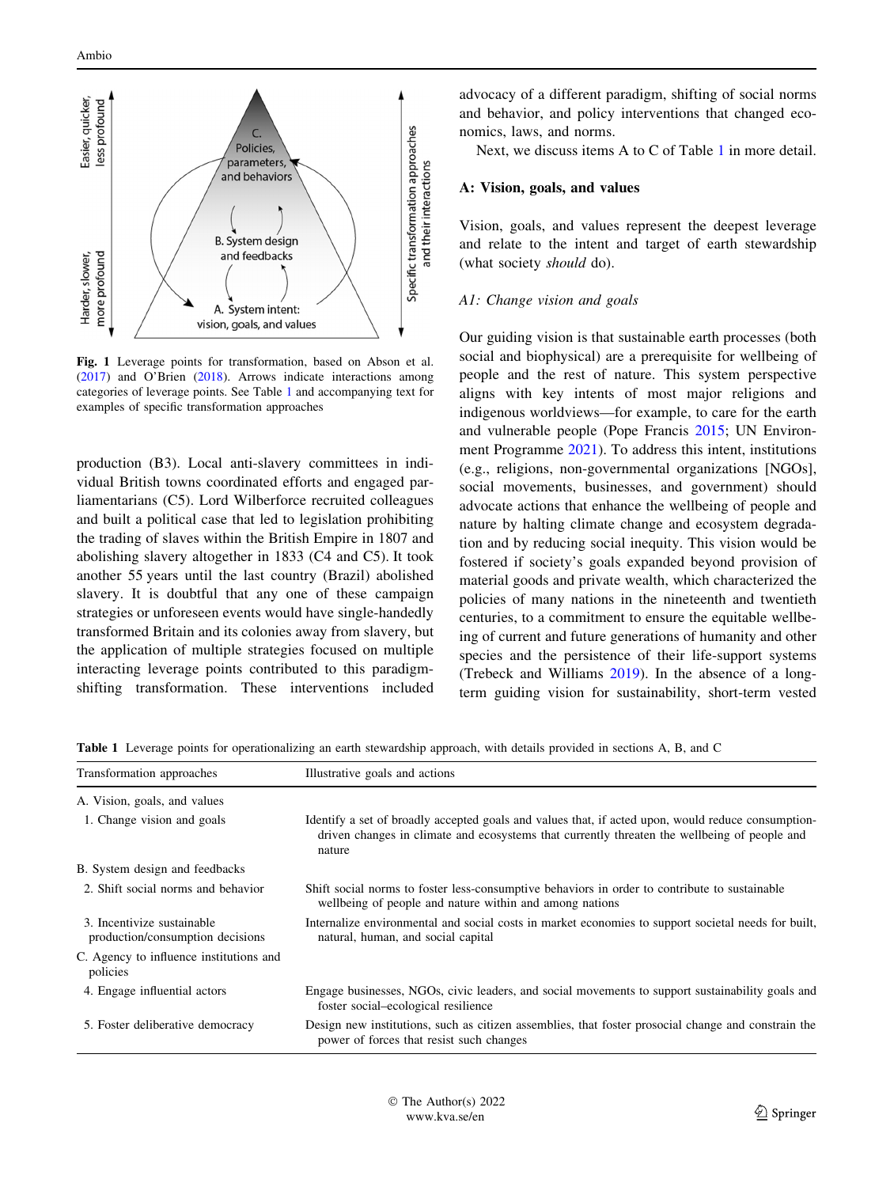Fig. 1 Leverage points for transformation, based on Abson et al. (2017) and O'Brien (2018). Arrows indicate interactions among categories of leverage points. See Table 1 and accompanying text for examples of specific transformation approaches

production (B3). Local anti-slavery committees in individual British towns coordinated efforts and engaged parliamentarians (C5). Lord Wilberforce recruited colleagues and built a political case that led to legislation prohibiting the trading of slaves within the British Empire in 1807 and abolishing slavery altogether in 1833 (C4 and C5). It took another 55 years until the last country (Brazil) abolished slavery. It is doubtful that any one of these campaign strategies or unforeseen events would have single-handedly transformed Britain and its colonies away from slavery, but the application of multiple strategies focused on multiple interacting leverage points contributed to this paradigm-shifting transformation. These interventions included advocacy of a different paradigm, shifting of social norms and behavior, and policy interventions that changed economics, laws, and norms.

Next, we discuss items A to C of Table 1 in more detail.

### A: Vision, goals, and values

Vision, goals, and values represent the deepest leverage and relate to the intent and target of earth stewardship (what society *should* do).

#### *A1: Change vision and goals*

Our guiding vision is that sustainable earth processes (both social and biophysical) are a prerequisite for wellbeing of people and the rest of nature. This system perspective aligns with key intents of most major religions and indigenous worldviews—for example, to care for the earth and vulnerable people (Pope Francis 2015; UN Environment Programme 2021). To address this intent, institutions (e.g., religions, non-governmental organizations [NGOs], social movements, businesses, and government) should advocate actions that enhance the wellbeing of people and nature by halting climate change and ecosystem degradation and by reducing social inequity. This vision would be fostered if society's goals expanded beyond provision of material goods and private wealth, which characterized the policies of many nations in the nineteenth and twentieth centuries, to a commitment to ensure the equitable wellbeing of current and future generations of humanity and other species and the persistence of their life-support systems (Trebeck and Williams 2019). In the absence of a long-term guiding vision for sustainability, short-term vested

**Table 1** Leverage points for operationalizing an earth stewardship approach, with details provided in sections A, B, and C

| Transformation approaches | Illustrative goals and actions |
|---|---|
| A. Vision, goals, and values | |
| 1. Change vision and goals | Identify a set of broadly accepted goals and values that, if acted upon, would reduce consumption-driven changes in climate and ecosystems that currently threaten the wellbeing of people and nature |
| B. System design and feedbacks | |
| 2. Shift social norms and behavior | Shift social norms to foster less-consumptive behaviors in order to contribute to sustainable wellbeing of people and nature within and among nations |
| 3. Incentivize sustainable production/consumption decisions | Internalize environmental and social costs in market economies to support societal needs for built, natural, human, and social capital |
| C. Agency to influence institutions and policies | |
| 4. Engage influential actors | Engage businesses, NGOs, civic leaders, and social movements to support sustainability goals and foster social–ecological resilience |
| 5. Foster deliberative democracy | Design new institutions, such as citizen assemblies, that foster prosocial change and constrain the power of forces that resist such changes |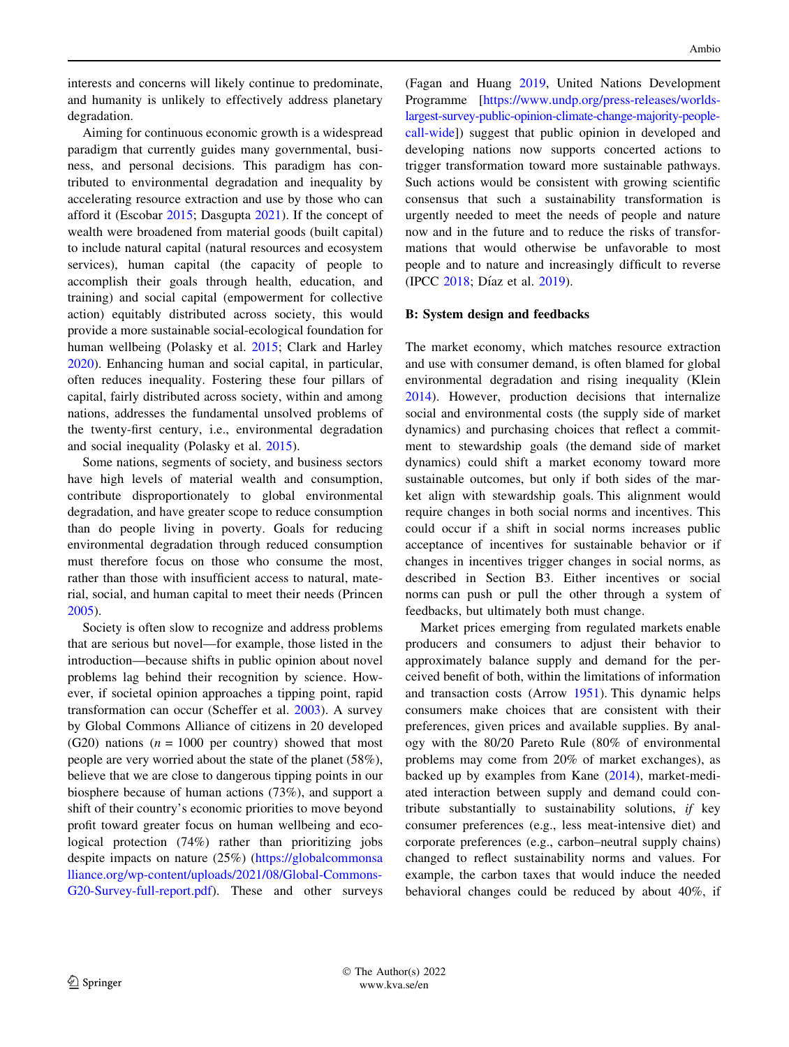interests and concerns will likely continue to predominate, and humanity is unlikely to effectively address planetary degradation.

Aiming for continuous economic growth is a widespread paradigm that currently guides many governmental, business, and personal decisions. This paradigm has contributed to environmental degradation and inequality by accelerating resource extraction and use by those who can afford it (Escobar 2015; Dasgupta 2021). If the concept of wealth were broadened from material goods (built capital) to include natural capital (natural resources and ecosystem services), human capital (the capacity of people to accomplish their goals through health, education, and training) and social capital (empowerment for collective action) equitably distributed across society, this would provide a more sustainable social-ecological foundation for human wellbeing (Polasky et al. 2015; Clark and Harley 2020). Enhancing human and social capital, in particular, often reduces inequality. Fostering these four pillars of capital, fairly distributed across society, within and among nations, addresses the fundamental unsolved problems of the twenty-first century, i.e., environmental degradation and social inequality (Polasky et al. 2015).

Some nations, segments of society, and business sectors have high levels of material wealth and consumption, contribute disproportionately to global environmental degradation, and have greater scope to reduce consumption than do people living in poverty. Goals for reducing environmental degradation through reduced consumption must therefore focus on those who consume the most, rather than those with insufficient access to natural, material, social, and human capital to meet their needs (Princen 2005).

Society is often slow to recognize and address problems that are serious but novel—for example, those listed in the introduction—because shifts in public opinion about novel problems lag behind their recognition by science. However, if societal opinion approaches a tipping point, rapid transformation can occur (Scheffer et al. 2003). A survey by Global Commons Alliance of citizens in 20 developed (G20) nations ($n$ = 1000 per country) showed that most people are very worried about the state of the planet (58%), believe that we are close to dangerous tipping points in our biosphere because of human actions (73%), and support a shift of their country's economic priorities to move beyond profit toward greater focus on human wellbeing and ecological protection (74%) rather than prioritizing jobs despite impacts on nature (25%) (https://globalcommonsalliance.org/wp-content/uploads/2021/08/Global-Commons-G20-Survey-full-report.pdf). These and other surveys (Fagan and Huang 2019, United Nations Development Programme [https://www.undp.org/press-releases/worlds-largest-survey-public-opinion-climate-change-majority-people-call-wide]) suggest that public opinion in developed and developing nations now supports concerted actions to trigger transformation toward more sustainable pathways. Such actions would be consistent with growing scientific consensus that such a sustainability transformation is urgently needed to meet the needs of people and nature now and in the future and to reduce the risks of transformations that would otherwise be unfavorable to most people and to nature and increasingly difficult to reverse (IPCC 2018; Díaz et al. 2019).

## B: System design and feedbacks

The market economy, which matches resource extraction and use with consumer demand, is often blamed for global environmental degradation and rising inequality (Klein 2014). However, production decisions that internalize social and environmental costs (the supply side of market dynamics) and purchasing choices that reflect a commitment to stewardship goals (the demand side of market dynamics) could shift a market economy toward more sustainable outcomes, but only if both sides of the market align with stewardship goals. This alignment would require changes in both social norms and incentives. This could occur if a shift in social norms increases public acceptance of incentives for sustainable behavior or if changes in incentives trigger changes in social norms, as described in Section B3. Either incentives or social norms can push or pull the other through a system of feedbacks, but ultimately both must change.

Market prices emerging from regulated markets enable producers and consumers to adjust their behavior to approximately balance supply and demand for the perceived benefit of both, within the limitations of information and transaction costs (Arrow 1951). This dynamic helps consumers make choices that are consistent with their preferences, given prices and available supplies. By analogy with the 80/20 Pareto Rule (80% of environmental problems may come from 20% of market exchanges), as backed up by examples from Kane (2014), market-mediated interaction between supply and demand could contribute substantially to sustainability solutions, *if* key consumer preferences (e.g., less meat-intensive diet) and corporate preferences (e.g., carbon–neutral supply chains) changed to reflect sustainability norms and values. For example, the carbon taxes that would induce the needed behavioral changes could be reduced by about 40%, if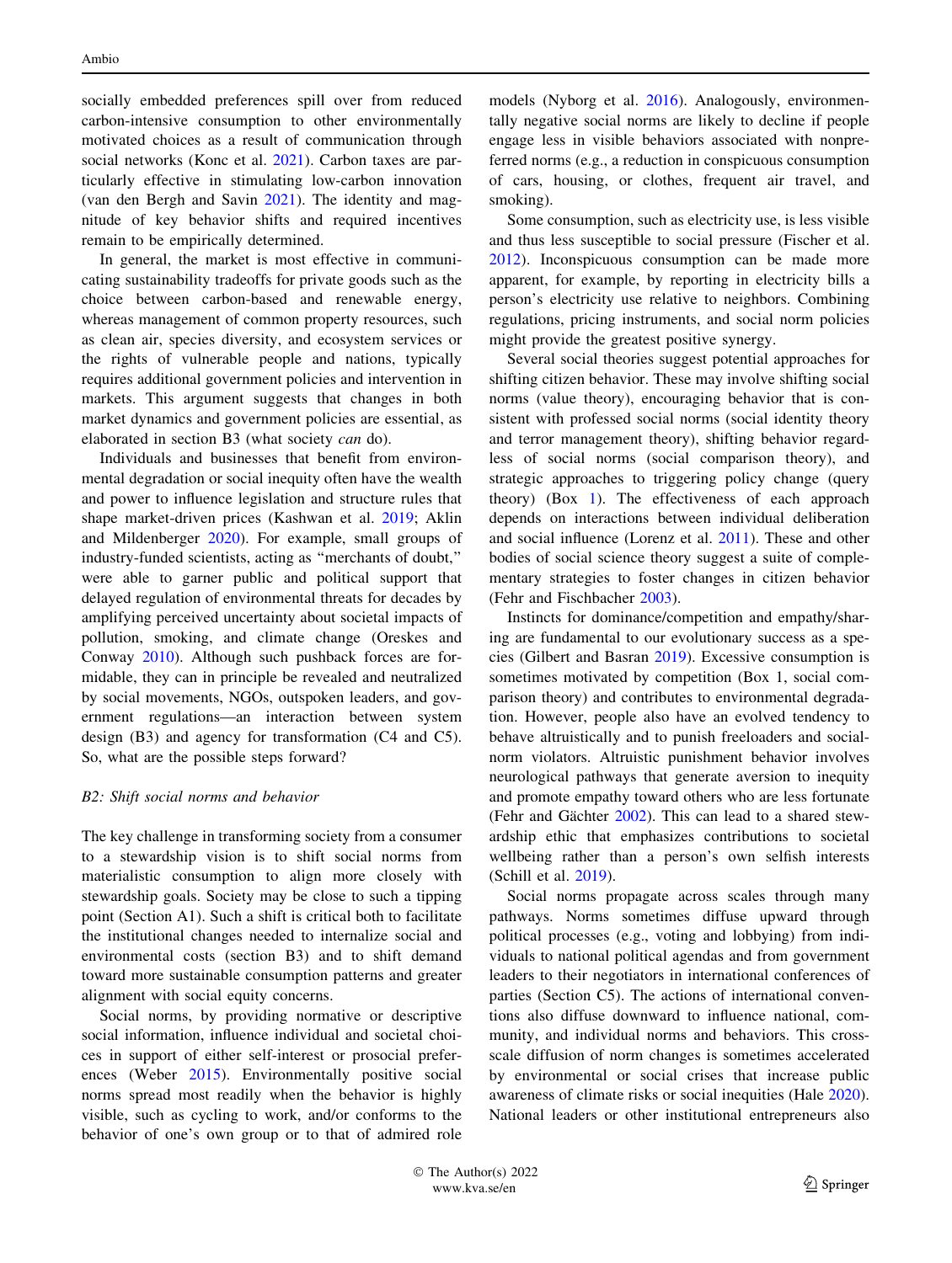socially embedded preferences spill over from reduced carbon-intensive consumption to other environmentally motivated choices as a result of communication through social networks (Konc et al. 2021). Carbon taxes are particularly effective in stimulating low-carbon innovation (van den Bergh and Savin 2021). The identity and magnitude of key behavior shifts and required incentives remain to be empirically determined.

In general, the market is most effective in communicating sustainability tradeoffs for private goods such as the choice between carbon-based and renewable energy, whereas management of common property resources, such as clean air, species diversity, and ecosystem services or the rights of vulnerable people and nations, typically requires additional government policies and intervention in markets. This argument suggests that changes in both market dynamics and government policies are essential, as elaborated in section B3 (what society *can* do).

Individuals and businesses that benefit from environmental degradation or social inequity often have the wealth and power to influence legislation and structure rules that shape market-driven prices (Kashwan et al. 2019; Aklin and Mildenberger 2020). For example, small groups of industry-funded scientists, acting as "merchants of doubt," were able to garner public and political support that delayed regulation of environmental threats for decades by amplifying perceived uncertainty about societal impacts of pollution, smoking, and climate change (Oreskes and Conway 2010). Although such pushback forces are formidable, they can in principle be revealed and neutralized by social movements, NGOs, outspoken leaders, and government regulations—an interaction between system design (B3) and agency for transformation (C4 and C5). So, what are the possible steps forward?

### *B2: Shift social norms and behavior*

The key challenge in transforming society from a consumer to a stewardship vision is to shift social norms from materialistic consumption to align more closely with stewardship goals. Society may be close to such a tipping point (Section A1). Such a shift is critical both to facilitate the institutional changes needed to internalize social and environmental costs (section B3) and to shift demand toward more sustainable consumption patterns and greater alignment with social equity concerns.

Social norms, by providing normative or descriptive social information, influence individual and societal choices in support of either self-interest or prosocial preferences (Weber 2015). Environmentally positive social norms spread most readily when the behavior is highly visible, such as cycling to work, and/or conforms to the behavior of one's own group or to that of admired role models (Nyborg et al. 2016). Analogously, environmentally negative social norms are likely to decline if people engage less in visible behaviors associated with nonpreferred norms (e.g., a reduction in conspicuous consumption of cars, housing, or clothes, frequent air travel, and smoking).

Some consumption, such as electricity use, is less visible and thus less susceptible to social pressure (Fischer et al. 2012). Inconspicuous consumption can be made more apparent, for example, by reporting in electricity bills a person's electricity use relative to neighbors. Combining regulations, pricing instruments, and social norm policies might provide the greatest positive synergy.

Several social theories suggest potential approaches for shifting citizen behavior. These may involve shifting social norms (value theory), encouraging behavior that is consistent with professed social norms (social identity theory and terror management theory), shifting behavior regardless of social norms (social comparison theory), and strategic approaches to triggering policy change (query theory) (Box 1). The effectiveness of each approach depends on interactions between individual deliberation and social influence (Lorenz et al. 2011). These and other bodies of social science theory suggest a suite of complementary strategies to foster changes in citizen behavior (Fehr and Fischbacher 2003).

Instincts for dominance/competition and empathy/sharing are fundamental to our evolutionary success as a species (Gilbert and Basran 2019). Excessive consumption is sometimes motivated by competition (Box 1, social comparison theory) and contributes to environmental degradation. However, people also have an evolved tendency to behave altruistically and to punish freeloaders and social-norm violators. Altruistic punishment behavior involves neurological pathways that generate aversion to inequity and promote empathy toward others who are less fortunate (Fehr and Gächter 2002). This can lead to a shared stewardship ethic that emphasizes contributions to societal wellbeing rather than a person's own selfish interests (Schill et al. 2019).

Social norms propagate across scales through many pathways. Norms sometimes diffuse upward through political processes (e.g., voting and lobbying) from individuals to national political agendas and from government leaders to their negotiators in international conferences of parties (Section C5). The actions of international conventions also diffuse downward to influence national, community, and individual norms and behaviors. This cross-scale diffusion of norm changes is sometimes accelerated by environmental or social crises that increase public awareness of climate risks or social inequities (Hale 2020). National leaders or other institutional entrepreneurs also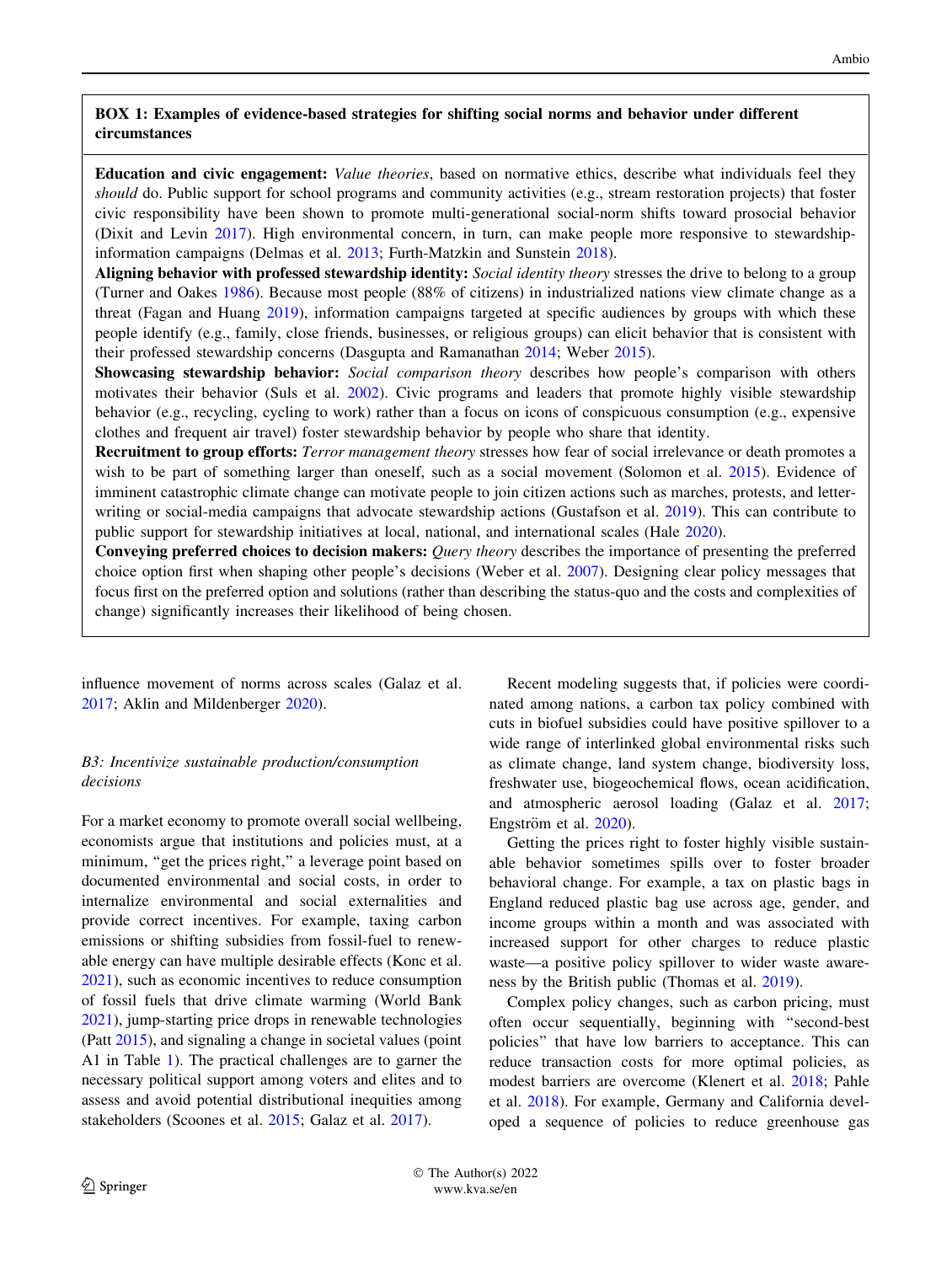**BOX 1: Examples of evidence-based strategies for shifting social norms and behavior under different circumstances**

**Education and civic engagement:** *Value theories*, based on normative ethics, describe what individuals feel they *should* do. Public support for school programs and community activities (e.g., stream restoration projects) that foster civic responsibility have been shown to promote multi-generational social-norm shifts toward prosocial behavior (Dixit and Levin 2017). High environmental concern, in turn, can make people more responsive to stewardship-information campaigns (Delmas et al. 2013; Furth-Matzkin and Sunstein 2018).

**Aligning behavior with professed stewardship identity:** *Social identity theory* stresses the drive to belong to a group (Turner and Oakes 1986). Because most people (88% of citizens) in industrialized nations view climate change as a threat (Fagan and Huang 2019), information campaigns targeted at specific audiences by groups with which these people identify (e.g., family, close friends, businesses, or religious groups) can elicit behavior that is consistent with their professed stewardship concerns (Dasgupta and Ramanathan 2014; Weber 2015).

**Showcasing stewardship behavior:** *Social comparison theory* describes how people's comparison with others motivates their behavior (Suls et al. 2002). Civic programs and leaders that promote highly visible stewardship behavior (e.g., recycling, cycling to work) rather than a focus on icons of conspicuous consumption (e.g., expensive clothes and frequent air travel) foster stewardship behavior by people who share that identity.

**Recruitment to group efforts:** *Terror management theory* stresses how fear of social irrelevance or death promotes a wish to be part of something larger than oneself, such as a social movement (Solomon et al. 2015). Evidence of imminent catastrophic climate change can motivate people to join citizen actions such as marches, protests, and letter-writing or social-media campaigns that advocate stewardship actions (Gustafson et al. 2019). This can contribute to public support for stewardship initiatives at local, national, and international scales (Hale 2020).

**Conveying preferred choices to decision makers:** *Query theory* describes the importance of presenting the preferred choice option first when shaping other people's decisions (Weber et al. 2007). Designing clear policy messages that focus first on the preferred option and solutions (rather than describing the status-quo and the costs and complexities of change) significantly increases their likelihood of being chosen.

influence movement of norms across scales (Galaz et al. 2017; Aklin and Mildenberger 2020).

### *B3: Incentivize sustainable production/consumption decisions*

For a market economy to promote overall social wellbeing, economists argue that institutions and policies must, at a minimum, "get the prices right," a leverage point based on documented environmental and social costs, in order to internalize environmental and social externalities and provide correct incentives. For example, taxing carbon emissions or shifting subsidies from fossil-fuel to renewable energy can have multiple desirable effects (Konc et al. 2021), such as economic incentives to reduce consumption of fossil fuels that drive climate warming (World Bank 2021), jump-starting price drops in renewable technologies (Patt 2015), and signaling a change in societal values (point A1 in Table 1). The practical challenges are to garner the necessary political support among voters and elites and to assess and avoid potential distributional inequities among stakeholders (Scoones et al. 2015; Galaz et al. 2017).

Recent modeling suggests that, if policies were coordinated among nations, a carbon tax policy combined with cuts in biofuel subsidies could have positive spillover to a wide range of interlinked global environmental risks such as climate change, land system change, biodiversity loss, freshwater use, biogeochemical flows, ocean acidification, and atmospheric aerosol loading (Galaz et al. 2017; Engström et al. 2020).

Getting the prices right to foster highly visible sustainable behavior sometimes spills over to foster broader behavioral change. For example, a tax on plastic bags in England reduced plastic bag use across age, gender, and income groups within a month and was associated with increased support for other charges to reduce plastic waste—a positive policy spillover to wider waste awareness by the British public (Thomas et al. 2019).

Complex policy changes, such as carbon pricing, must often occur sequentially, beginning with "second-best policies" that have low barriers to acceptance. This can reduce transaction costs for more optimal policies, as modest barriers are overcome (Klenert et al. 2018; Pahle et al. 2018). For example, Germany and California developed a sequence of policies to reduce greenhouse gas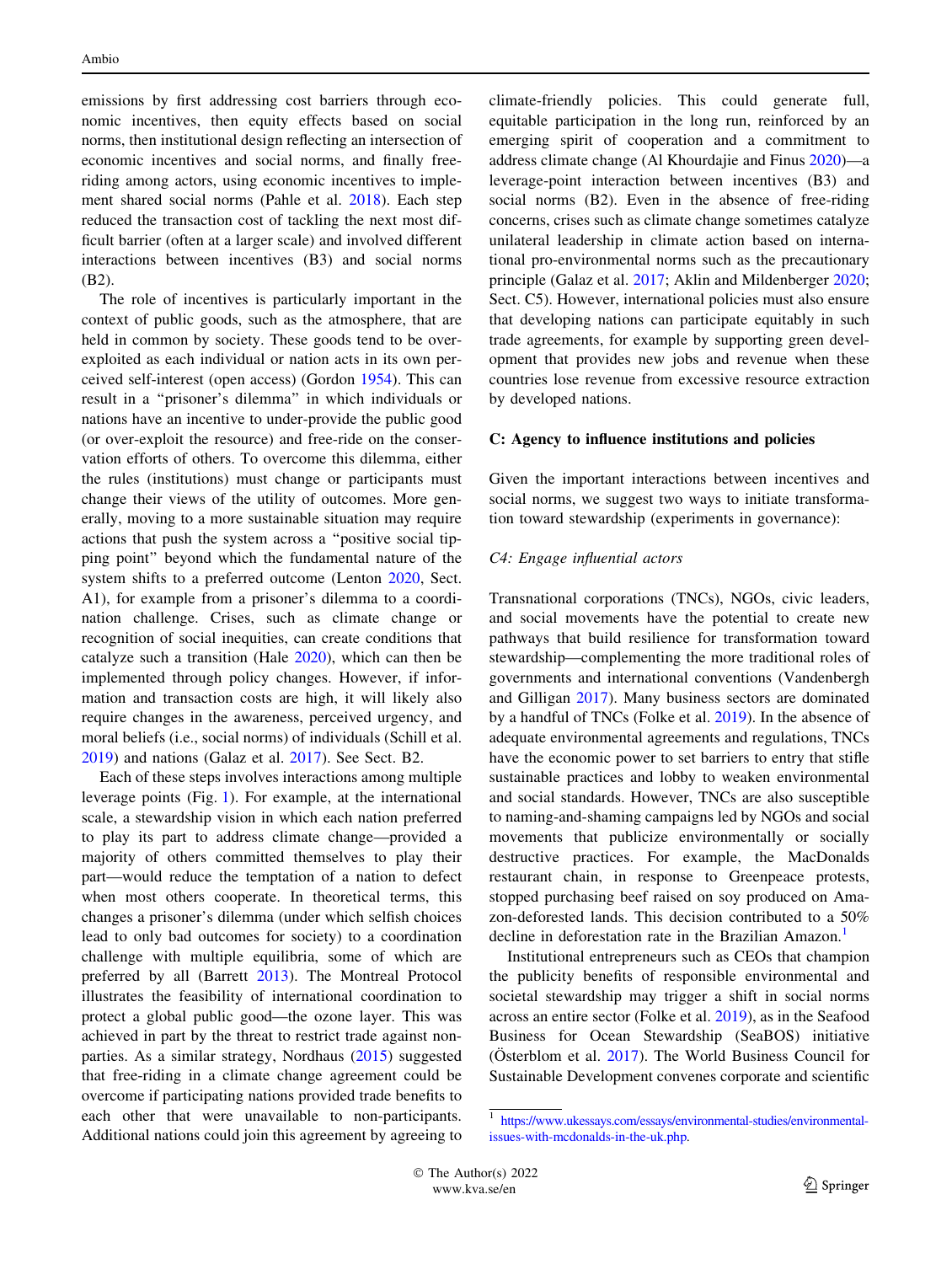emissions by first addressing cost barriers through economic incentives, then equity effects based on social norms, then institutional design reflecting an intersection of economic incentives and social norms, and finally free-riding among actors, using economic incentives to implement shared social norms (Pahle et al. 2018). Each step reduced the transaction cost of tackling the next most difficult barrier (often at a larger scale) and involved different interactions between incentives (B3) and social norms (B2).

The role of incentives is particularly important in the context of public goods, such as the atmosphere, that are held in common by society. These goods tend to be over-exploited as each individual or nation acts in its own perceived self-interest (open access) (Gordon 1954). This can result in a "prisoner's dilemma" in which individuals or nations have an incentive to under-provide the public good (or over-exploit the resource) and free-ride on the conservation efforts of others. To overcome this dilemma, either the rules (institutions) must change or participants must change their views of the utility of outcomes. More generally, moving to a more sustainable situation may require actions that push the system across a "positive social tipping point" beyond which the fundamental nature of the system shifts to a preferred outcome (Lenton 2020, Sect. A1), for example from a prisoner's dilemma to a coordination challenge. Crises, such as climate change or recognition of social inequities, can create conditions that catalyze such a transition (Hale 2020), which can then be implemented through policy changes. However, if information and transaction costs are high, it will likely also require changes in the awareness, perceived urgency, and moral beliefs (i.e., social norms) of individuals (Schill et al. 2019) and nations (Galaz et al. 2017). See Sect. B2.

Each of these steps involves interactions among multiple leverage points (Fig. 1). For example, at the international scale, a stewardship vision in which each nation preferred to play its part to address climate change—provided a majority of others committed themselves to play their part—would reduce the temptation of a nation to defect when most others cooperate. In theoretical terms, this changes a prisoner's dilemma (under which selfish choices lead to only bad outcomes for society) to a coordination challenge with multiple equilibria, some of which are preferred by all (Barrett 2013). The Montreal Protocol illustrates the feasibility of international coordination to protect a global public good—the ozone layer. This was achieved in part by the threat to restrict trade against non-parties. As a similar strategy, Nordhaus (2015) suggested that free-riding in a climate change agreement could be overcome if participating nations provided trade benefits to each other that were unavailable to non-participants. Additional nations could join this agreement by agreeing to climate-friendly policies. This could generate full, equitable participation in the long run, reinforced by an emerging spirit of cooperation and a commitment to address climate change (Al Khourdajie and Finus 2020)—a leverage-point interaction between incentives (B3) and social norms (B2). Even in the absence of free-riding concerns, crises such as climate change sometimes catalyze unilateral leadership in climate action based on international pro-environmental norms such as the precautionary principle (Galaz et al. 2017; Aklin and Mildenberger 2020; Sect. C5). However, international policies must also ensure that developing nations can participate equitably in such trade agreements, for example by supporting green development that provides new jobs and revenue when these countries lose revenue from excessive resource extraction by developed nations.

## C: Agency to influence institutions and policies

Given the important interactions between incentives and social norms, we suggest two ways to initiate transformation toward stewardship (experiments in governance):

### *C4: Engage influential actors*

Transnational corporations (TNCs), NGOs, civic leaders, and social movements have the potential to create new pathways that build resilience for transformation toward stewardship—complementing the more traditional roles of governments and international conventions (Vandenbergh and Gilligan 2017). Many business sectors are dominated by a handful of TNCs (Folke et al. 2019). In the absence of adequate environmental agreements and regulations, TNCs have the economic power to set barriers to entry that stifle sustainable practices and lobby to weaken environmental and social standards. However, TNCs are also susceptible to naming-and-shaming campaigns led by NGOs and social movements that publicize environmentally or socially destructive practices. For example, the MacDonalds restaurant chain, in response to Greenpeace protests, stopped purchasing beef raised on soy produced on Amazon-deforested lands. This decision contributed to a 50% decline in deforestation rate in the Brazilian Amazon.[1]

Institutional entrepreneurs such as CEOs that champion the publicity benefits of responsible environmental and societal stewardship may trigger a shift in social norms across an entire sector (Folke et al. 2019), as in the Seafood Business for Ocean Stewardship (SeaBOS) initiative (Österblom et al. 2017). The World Business Council for Sustainable Development convenes corporate and scientific

[1] https://www.ukessays.com/essays/environmental-studies/environmental-issues-with-mcdonalds-in-the-uk.php.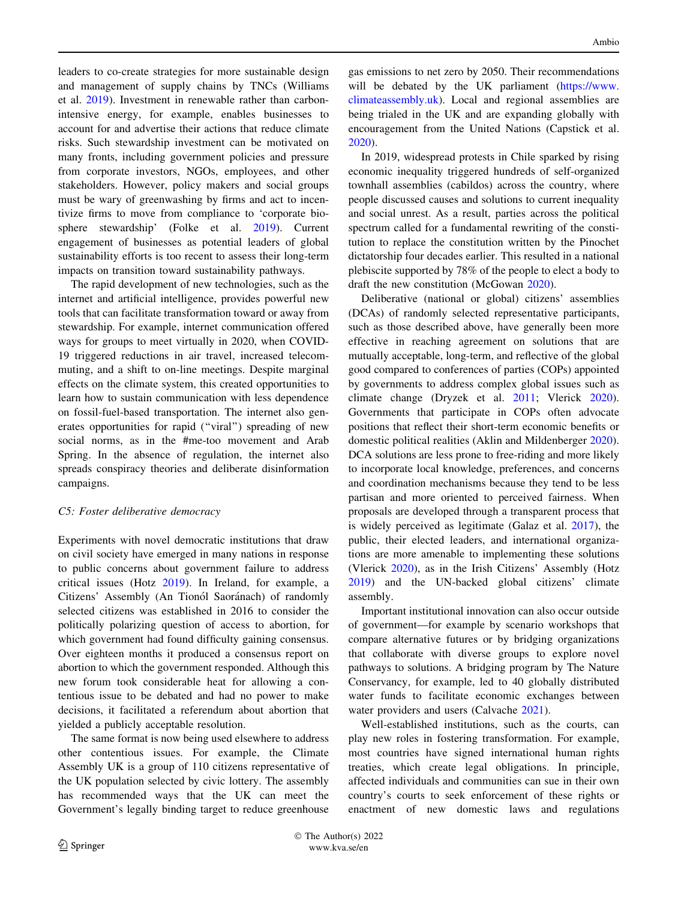leaders to co-create strategies for more sustainable design and management of supply chains by TNCs (Williams et al. 2019). Investment in renewable rather than carbon-intensive energy, for example, enables businesses to account for and advertise their actions that reduce climate risks. Such stewardship investment can be motivated on many fronts, including government policies and pressure from corporate investors, NGOs, employees, and other stakeholders. However, policy makers and social groups must be wary of greenwashing by firms and act to incentivize firms to move from compliance to 'corporate biosphere stewardship' (Folke et al. 2019). Current engagement of businesses as potential leaders of global sustainability efforts is too recent to assess their long-term impacts on transition toward sustainability pathways.

The rapid development of new technologies, such as the internet and artificial intelligence, provides powerful new tools that can facilitate transformation toward or away from stewardship. For example, internet communication offered ways for groups to meet virtually in 2020, when COVID-19 triggered reductions in air travel, increased telecommuting, and a shift to on-line meetings. Despite marginal effects on the climate system, this created opportunities to learn how to sustain communication with less dependence on fossil-fuel-based transportation. The internet also generates opportunities for rapid ("viral") spreading of new social norms, as in the #me-too movement and Arab Spring. In the absence of regulation, the internet also spreads conspiracy theories and deliberate disinformation campaigns.

*C5: Foster deliberative democracy*

Experiments with novel democratic institutions that draw on civil society have emerged in many nations in response to public concerns about government failure to address critical issues (Hotz 2019). In Ireland, for example, a Citizens' Assembly (An Tionól Saoránach) of randomly selected citizens was established in 2016 to consider the politically polarizing question of access to abortion, for which government had found difficulty gaining consensus. Over eighteen months it produced a consensus report on abortion to which the government responded. Although this new forum took considerable heat for allowing a contentious issue to be debated and had no power to make decisions, it facilitated a referendum about abortion that yielded a publicly acceptable resolution.

The same format is now being used elsewhere to address other contentious issues. For example, the Climate Assembly UK is a group of 110 citizens representative of the UK population selected by civic lottery. The assembly has recommended ways that the UK can meet the Government's legally binding target to reduce greenhouse gas emissions to net zero by 2050. Their recommendations will be debated by the UK parliament (https://www.climateassembly.uk). Local and regional assemblies are being trialed in the UK and are expanding globally with encouragement from the United Nations (Capstick et al. 2020).

In 2019, widespread protests in Chile sparked by rising economic inequality triggered hundreds of self-organized townhall assemblies (cabildos) across the country, where people discussed causes and solutions to current inequality and social unrest. As a result, parties across the political spectrum called for a fundamental rewriting of the constitution to replace the constitution written by the Pinochet dictatorship four decades earlier. This resulted in a national plebiscite supported by 78% of the people to elect a body to draft the new constitution (McGowan 2020).

Deliberative (national or global) citizens' assemblies (DCAs) of randomly selected representative participants, such as those described above, have generally been more effective in reaching agreement on solutions that are mutually acceptable, long-term, and reflective of the global good compared to conferences of parties (COPs) appointed by governments to address complex global issues such as climate change (Dryzek et al. 2011; Vlerick 2020). Governments that participate in COPs often advocate positions that reflect their short-term economic benefits or domestic political realities (Aklin and Mildenberger 2020). DCA solutions are less prone to free-riding and more likely to incorporate local knowledge, preferences, and concerns and coordination mechanisms because they tend to be less partisan and more oriented to perceived fairness. When proposals are developed through a transparent process that is widely perceived as legitimate (Galaz et al. 2017), the public, their elected leaders, and international organizations are more amenable to implementing these solutions (Vlerick 2020), as in the Irish Citizens' Assembly (Hotz 2019) and the UN-backed global citizens' climate assembly.

Important institutional innovation can also occur outside of government—for example by scenario workshops that compare alternative futures or by bridging organizations that collaborate with diverse groups to explore novel pathways to solutions. A bridging program by The Nature Conservancy, for example, led to 40 globally distributed water funds to facilitate economic exchanges between water providers and users (Calvache 2021).

Well-established institutions, such as the courts, can play new roles in fostering transformation. For example, most countries have signed international human rights treaties, which create legal obligations. In principle, affected individuals and communities can sue in their own country's courts to seek enforcement of these rights or enactment of new domestic laws and regulations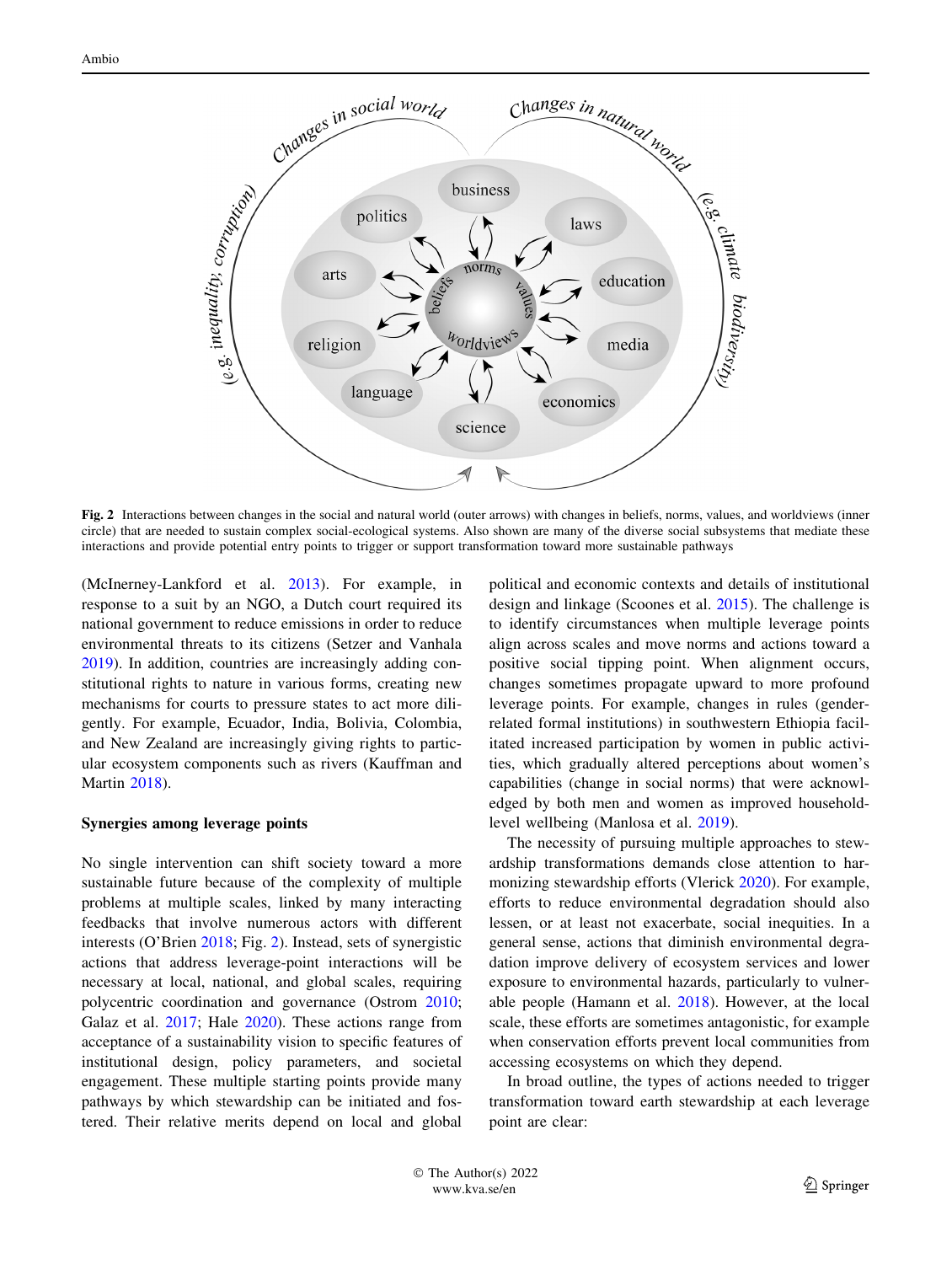Fig. 2 Interactions between changes in the social and natural world (outer arrows) with changes in beliefs, norms, values, and worldviews (inner circle) that are needed to sustain complex social-ecological systems. Also shown are many of the diverse social subsystems that mediate these interactions and provide potential entry points to trigger or support transformation toward more sustainable pathways

(McInerney-Lankford et al. 2013). For example, in response to a suit by an NGO, a Dutch court required its national government to reduce emissions in order to reduce environmental threats to its citizens (Setzer and Vanhala 2019). In addition, countries are increasingly adding constitutional rights to nature in various forms, creating new mechanisms for courts to pressure states to act more diligently. For example, Ecuador, India, Bolivia, Colombia, and New Zealand are increasingly giving rights to particular ecosystem components such as rivers (Kauffman and Martin 2018).

**Synergies among leverage points**

No single intervention can shift society toward a more sustainable future because of the complexity of multiple problems at multiple scales, linked by many interacting feedbacks that involve numerous actors with different interests (O'Brien 2018; Fig. 2). Instead, sets of synergistic actions that address leverage-point interactions will be necessary at local, national, and global scales, requiring polycentric coordination and governance (Ostrom 2010; Galaz et al. 2017; Hale 2020). These actions range from acceptance of a sustainability vision to specific features of institutional design, policy parameters, and societal engagement. These multiple starting points provide many pathways by which stewardship can be initiated and fostered. Their relative merits depend on local and global political and economic contexts and details of institutional design and linkage (Scoones et al. 2015). The challenge is to identify circumstances when multiple leverage points align across scales and move norms and actions toward a positive social tipping point. When alignment occurs, changes sometimes propagate upward to more profound leverage points. For example, changes in rules (gender-related formal institutions) in southwestern Ethiopia facilitated increased participation by women in public activities, which gradually altered perceptions about women's capabilities (change in social norms) that were acknowledged by both men and women as improved household-level wellbeing (Manlosa et al. 2019).

The necessity of pursuing multiple approaches to stewardship transformations demands close attention to harmonizing stewardship efforts (Vlerick 2020). For example, efforts to reduce environmental degradation should also lessen, or at least not exacerbate, social inequities. In a general sense, actions that diminish environmental degradation improve delivery of ecosystem services and lower exposure to environmental hazards, particularly to vulnerable people (Hamann et al. 2018). However, at the local scale, these efforts are sometimes antagonistic, for example when conservation efforts prevent local communities from accessing ecosystems on which they depend.

In broad outline, the types of actions needed to trigger transformation toward earth stewardship at each leverage point are clear: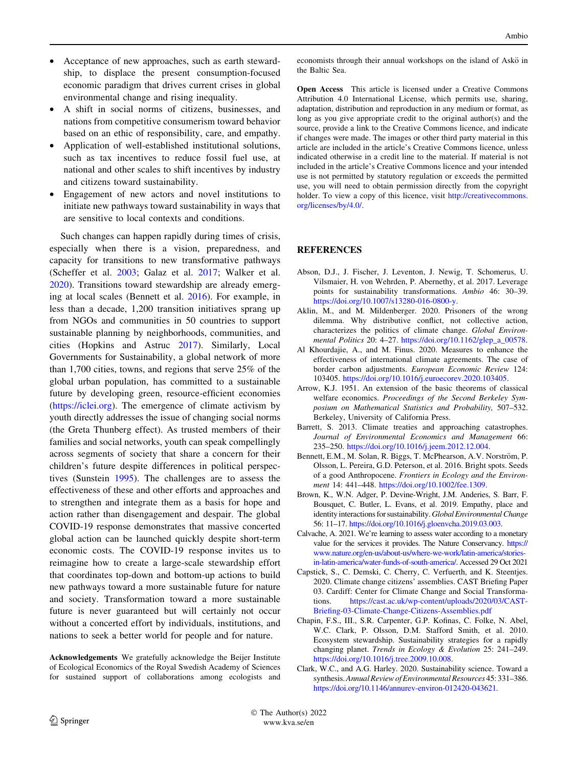- Acceptance of new approaches, such as earth stewardship, to displace the present consumption-focused economic paradigm that drives current crises in global environmental change and rising inequality.
- A shift in social norms of citizens, businesses, and nations from competitive consumerism toward behavior based on an ethic of responsibility, care, and empathy.
- Application of well-established institutional solutions, such as tax incentives to reduce fossil fuel use, at national and other scales to shift incentives by industry and citizens toward sustainability.
- Engagement of new actors and novel institutions to initiate new pathways toward sustainability in ways that are sensitive to local contexts and conditions.

Such changes can happen rapidly during times of crisis, especially when there is a vision, preparedness, and capacity for transitions to new transformative pathways (Scheffer et al. 2003; Galaz et al. 2017; Walker et al. 2020). Transitions toward stewardship are already emerging at local scales (Bennett et al. 2016). For example, in less than a decade, 1,200 transition initiatives sprang up from NGOs and communities in 50 countries to support sustainable planning by neighborhoods, communities, and cities (Hopkins and Astruc 2017). Similarly, Local Governments for Sustainability, a global network of more than 1,700 cities, towns, and regions that serve 25% of the global urban population, has committed to a sustainable future by developing green, resource-efficient economies (https://iclei.org). The emergence of climate activism by youth directly addresses the issue of changing social norms (the Greta Thunberg effect). As trusted members of their families and social networks, youth can speak compellingly across segments of society that share a concern for their children's future despite differences in political perspectives (Sunstein 1995). The challenges are to assess the effectiveness of these and other efforts and approaches and to strengthen and integrate them as a basis for hope and action rather than disengagement and despair. The global COVID-19 response demonstrates that massive concerted global action can be launched quickly despite short-term economic costs. The COVID-19 response invites us to reimagine how to create a large-scale stewardship effort that coordinates top-down and bottom-up actions to build new pathways toward a more sustainable future for nature and society. Transformation toward a more sustainable future is never guaranteed but will certainly not occur without a concerted effort by individuals, institutions, and nations to seek a better world for people and for nature.

**Acknowledgements** We gratefully acknowledge the Beijer Institute of Ecological Economics of the Royal Swedish Academy of Sciences for sustained support of collaborations among ecologists and economists through their annual workshops on the island of Askö in the Baltic Sea.

**Open Access** This article is licensed under a Creative Commons Attribution 4.0 International License, which permits use, sharing, adaptation, distribution and reproduction in any medium or format, as long as you give appropriate credit to the original author(s) and the source, provide a link to the Creative Commons licence, and indicate if changes were made. The images or other third party material in this article are included in the article's Creative Commons licence, unless indicated otherwise in a credit line to the material. If material is not included in the article's Creative Commons licence and your intended use is not permitted by statutory regulation or exceeds the permitted use, you will need to obtain permission directly from the copyright holder. To view a copy of this licence, visit http://creativecommons.org/licenses/by/4.0/.

## REFERENCES

Abson, D.J., J. Fischer, J. Leventon, J. Newig, T. Schomerus, U. Vilsmaier, H. von Wehrden, P. Abernethy, et al. 2017. Leverage points for sustainability transformations. *Ambio* 46: 30–39. https://doi.org/10.1007/s13280-016-0800-y.

Aklin, M., and M. Mildenberger. 2020. Prisoners of the wrong dilemma. Why distributive conflict, not collective action, characterizes the politics of climate change. *Global Environmental Politics* 20: 4–27. https://doi.org/10.1162/glep_a_00578.

Al Khourdajie, A., and M. Finus. 2020. Measures to enhance the effectiveness of international climate agreements. The case of border carbon adjustments. *European Economic Review* 124: 103405. https://doi.org/10.1016/j.euroecorev.2020.103405.

Arrow, K.J. 1951. An extension of the basic theorems of classical welfare economics. *Proceedings of the Second Berkeley Symposium on Mathematical Statistics and Probability,* 507–532. Berkeley, University of California Press.

Barrett, S. 2013. Climate treaties and approaching catastrophes. *Journal of Environmental Economics and Management* 66: 235–250. https://doi.org/10.1016/j.jeem.2012.12.004.

Bennett, E.M., M. Solan, R. Biggs, T. McPhearson, A.V. Norström, P. Olsson, L. Pereira, G.D. Peterson, et al. 2016. Bright spots. Seeds of a good Anthropocene. *Frontiers in Ecology and the Environment* 14: 441–448. https://doi.org/10.1002/fee.1309.

Brown, K., W.N. Adger, P. Devine-Wright, J.M. Anderies, S. Barr, F. Bousquet, C. Butler, L. Evans, et al. 2019. Empathy, place and identity interactions for sustainability. *Global Environmental Change* 56: 11–17. https://doi.org/10.1016/j.gloenvcha.2019.03.003.

Calvache, A. 2021. We're learning to assess water according to a monetary value for the services it provides. The Nature Conservancy. https://www.nature.org/en-us/about-us/where-we-work/latin-america/stories-in-latin-america/water-funds-of-south-america/. Accessed 29 Oct 2021

Capstick, S., C. Demski, C. Cherry, C. Verfuerth, and K. Steentjes. 2020. Climate change citizens' assemblies. CAST Briefing Paper 03. Cardiff: Center for Climate Change and Social Transformations. https://cast.ac.uk/wp-content/uploads/2020/03/CAST-Briefing-03-Climate-Change-Citizens-Assemblies.pdf

Chapin, F.S., III., S.R. Carpenter, G.P. Kofinas, C. Folke, N. Abel, W.C. Clark, P. Olsson, D.M. Stafford Smith, et al. 2010. Ecosystem stewardship. Sustainability strategies for a rapidly changing planet. *Trends in Ecology & Evolution* 25: 241–249. https://doi.org/10.1016/j.tree.2009.10.008.

Clark, W.C., and A.G. Harley. 2020. Sustainability science. Toward a synthesis. *Annual Review of Environmental Resources* 45: 331–386. https://doi.org/10.1146/annurev-environ-012420-043621.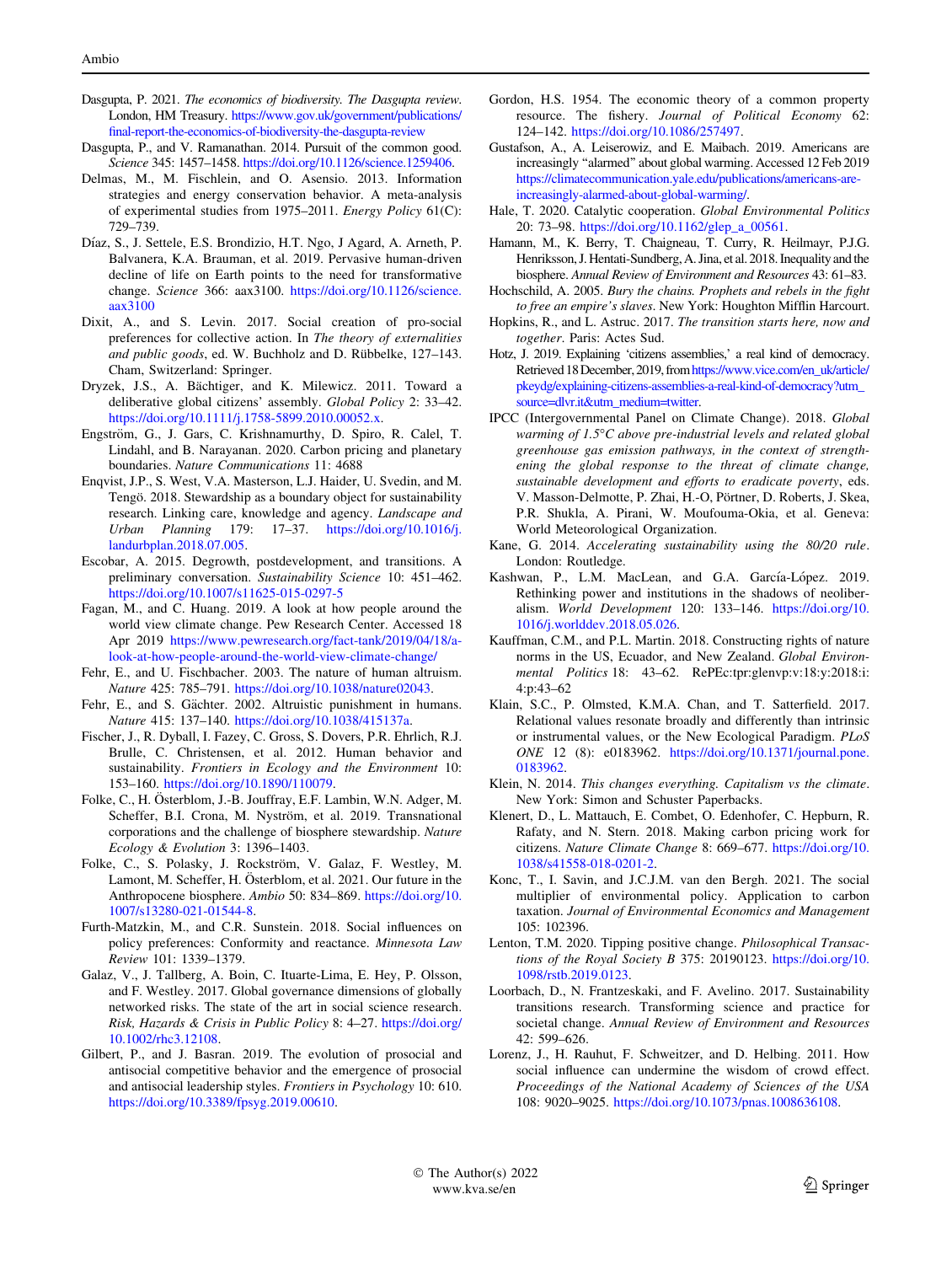Dasgupta, P. 2021. *The economics of biodiversity. The Dasgupta review*. London, HM Treasury. https://www.gov.uk/government/publications/final-report-the-economics-of-biodiversity-the-dasgupta-review

Dasgupta, P., and V. Ramanathan. 2014. Pursuit of the common good. *Science* 345: 1457–1458. https://doi.org/10.1126/science.1259406.

Delmas, M., M. Fischlein, and O. Asensio. 2013. Information strategies and energy conservation behavior. A meta-analysis of experimental studies from 1975–2011. *Energy Policy* 61(C): 729–739.

Díaz, S., J. Settele, E.S. Brondizio, H.T. Ngo, J Agard, A. Arneth, P. Balvanera, K.A. Brauman, et al. 2019. Pervasive human-driven decline of life on Earth points to the need for transformative change. *Science* 366: aax3100. https://doi.org/10.1126/science.aax3100

Dixit, A., and S. Levin. 2017. Social creation of pro-social preferences for collective action. In *The theory of externalities and public goods*, ed. W. Buchholz and D. Rübbelke, 127–143. Cham, Switzerland: Springer.

Dryzek, J.S., A. Bächtiger, and K. Milewicz. 2011. Toward a deliberative global citizens' assembly. *Global Policy* 2: 33–42. https://doi.org/10.1111/j.1758-5899.2010.00052.x.

Engström, G., J. Gars, C. Krishnamurthy, D. Spiro, R. Calel, T. Lindahl, and B. Narayanan. 2020. Carbon pricing and planetary boundaries. *Nature Communications* 11: 4688

Enqvist, J.P., S. West, V.A. Masterson, L.J. Haider, U. Svedin, and M. Tengö. 2018. Stewardship as a boundary object for sustainability research. Linking care, knowledge and agency. *Landscape and Urban Planning* 179: 17–37. https://doi.org/10.1016/j.landurbplan.2018.07.005.

Escobar, A. 2015. Degrowth, postdevelopment, and transitions. A preliminary conversation. *Sustainability Science* 10: 451–462. https://doi.org/10.1007/s11625-015-0297-5

Fagan, M., and C. Huang. 2019. A look at how people around the world view climate change. Pew Research Center. Accessed 18 Apr 2019 https://www.pewresearch.org/fact-tank/2019/04/18/a-look-at-how-people-around-the-world-view-climate-change/

Fehr, E., and U. Fischbacher. 2003. The nature of human altruism. *Nature* 425: 785–791. https://doi.org/10.1038/nature02043.

Fehr, E., and S. Gächter. 2002. Altruistic punishment in humans. *Nature* 415: 137–140. https://doi.org/10.1038/415137a.

Fischer, J., R. Dyball, I. Fazey, C. Gross, S. Dovers, P.R. Ehrlich, R.J. Brulle, C. Christensen, et al. 2012. Human behavior and sustainability. *Frontiers in Ecology and the Environment* 10: 153–160. https://doi.org/10.1890/110079.

Folke, C., H. Österblom, J.-B. Jouffray, E.F. Lambin, W.N. Adger, M. Scheffer, B.I. Crona, M. Nyström, et al. 2019. Transnational corporations and the challenge of biosphere stewardship. *Nature Ecology & Evolution* 3: 1396–1403.

Folke, C., S. Polasky, J. Rockström, V. Galaz, F. Westley, M. Lamont, M. Scheffer, H. Österblom, et al. 2021. Our future in the Anthropocene biosphere. *Ambio* 50: 834–869. https://doi.org/10.1007/s13280-021-01544-8.

Furth-Matzkin, M., and C.R. Sunstein. 2018. Social influences on policy preferences: Conformity and reactance. *Minnesota Law Review* 101: 1339–1379.

Galaz, V., J. Tallberg, A. Boin, C. Ituarte-Lima, E. Hey, P. Olsson, and F. Westley. 2017. Global governance dimensions of globally networked risks. The state of the art in social science research. *Risk, Hazards & Crisis in Public Policy* 8: 4–27. https://doi.org/10.1002/rhc3.12108.

Gilbert, P., and J. Basran. 2019. The evolution of prosocial and antisocial competitive behavior and the emergence of prosocial and antisocial leadership styles. *Frontiers in Psychology* 10: 610. https://doi.org/10.3389/fpsyg.2019.00610.

Gordon, H.S. 1954. The economic theory of a common property resource. The fishery. *Journal of Political Economy* 62: 124–142. https://doi.org/10.1086/257497.

Gustafson, A., A. Leiserowitz, and E. Maibach. 2019. Americans are increasingly "alarmed" about global warming. Accessed 12 Feb 2019 https://climatecommunication.yale.edu/publications/americans-are-increasingly-alarmed-about-global-warming/.

Hale, T. 2020. Catalytic cooperation. *Global Environmental Politics* 20: 73–98. https://doi.org/10.1162/glep_a_00561.

Hamann, M., K. Berry, T. Chaigneau, T. Curry, R. Heilmayr, P.J.G. Henriksson, J. Hentati-Sundberg, A. Jina, et al. 2018. Inequality and the biosphere. *Annual Review of Environment and Resources* 43: 61–83.

Hochschild, A. 2005. *Bury the chains. Prophets and rebels in the fight to free an empire's slaves*. New York: Houghton Mifflin Harcourt.

Hopkins, R., and L. Astruc. 2017. *The transition starts here, now and together*. Paris: Actes Sud.

Hotz, J. 2019. Explaining 'citizens assemblies,' a real kind of democracy. Retrieved 18 December, 2019, from https://www.vice.com/en_uk/article/pkeydg/explaining-citizens-assemblies-a-real-kind-of-democracy?utm_source=dlvr.it&utm_medium=twitter.

IPCC (Intergovernmental Panel on Climate Change). 2018. *Global warming of 1.5°C above pre-industrial levels and related global greenhouse gas emission pathways, in the context of strengthening the global response to the threat of climate change, sustainable development and efforts to eradicate poverty*, eds. V. Masson-Delmotte, P. Zhai, H.-O, Pörtner, D. Roberts, J. Skea, P.R. Shukla, A. Pirani, W. Moufouma-Okia, et al. Geneva: World Meteorological Organization.

Kane, G. 2014. *Accelerating sustainability using the 80/20 rule*. London: Routledge.

Kashwan, P., L.M. MacLean, and G.A. García-López. 2019. Rethinking power and institutions in the shadows of neoliberalism. *World Development* 120: 133–146. https://doi.org/10.1016/j.worlddev.2018.05.026.

Kauffman, C.M., and P.L. Martin. 2018. Constructing rights of nature norms in the US, Ecuador, and New Zealand. *Global Environmental Politics* 18: 43–62. RePEc:tpr:glenvp:v:18:y:2018:i:4:p:43–62

Klain, S.C., P. Olmsted, K.M.A. Chan, and T. Satterfield. 2017. Relational values resonate broadly and differently than intrinsic or instrumental values, or the New Ecological Paradigm. *PLoS ONE* 12 (8): e0183962. https://doi.org/10.1371/journal.pone.0183962.

Klein, N. 2014. *This changes everything. Capitalism vs the climate*. New York: Simon and Schuster Paperbacks.

Klenert, D., L. Mattauch, E. Combet, O. Edenhofer, C. Hepburn, R. Rafaty, and N. Stern. 2018. Making carbon pricing work for citizens. *Nature Climate Change* 8: 669–677. https://doi.org/10.1038/s41558-018-0201-2.

Konc, T., I. Savin, and J.C.J.M. van den Bergh. 2021. The social multiplier of environmental policy. Application to carbon taxation. *Journal of Environmental Economics and Management* 105: 102396.

Lenton, T.M. 2020. Tipping positive change. *Philosophical Transactions of the Royal Society B* 375: 20190123. https://doi.org/10.1098/rstb.2019.0123.

Loorbach, D., N. Frantzeskaki, and F. Avelino. 2017. Sustainability transitions research. Transforming science and practice for societal change. *Annual Review of Environment and Resources* 42: 599–626.

Lorenz, J., H. Rauhut, F. Schweitzer, and D. Helbing. 2011. How social influence can undermine the wisdom of crowd effect. *Proceedings of the National Academy of Sciences of the USA* 108: 9020–9025. https://doi.org/10.1073/pnas.1008636108.

© The Author(s) 2022
www.kva.se/en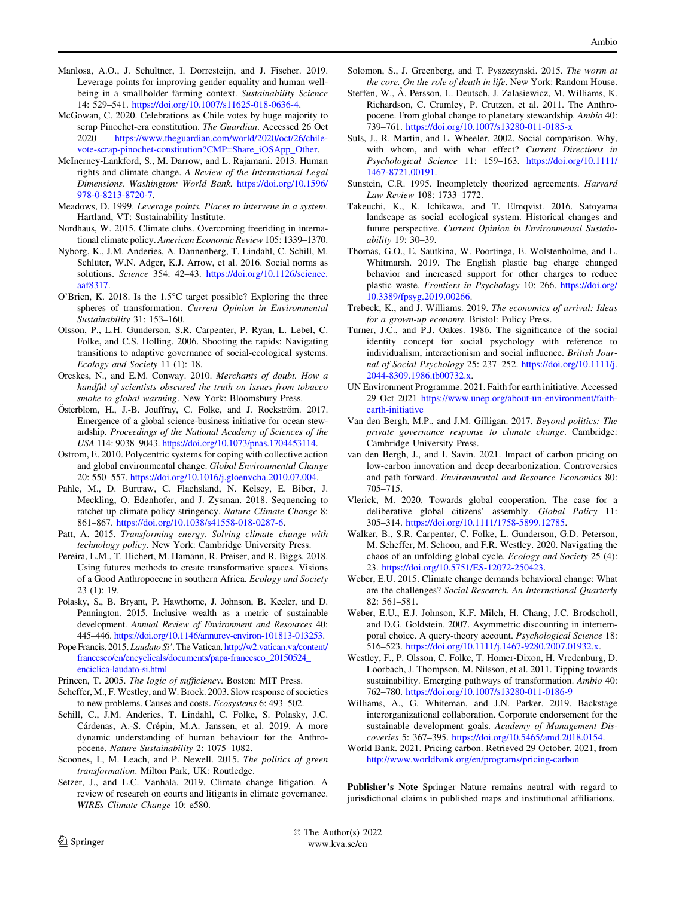Manlosa, A.O., J. Schultner, I. Dorresteijn, and J. Fischer. 2019. Leverage points for improving gender equality and human well-being in a smallholder farming context. *Sustainability Science* 14: 529–541. https://doi.org/10.1007/s11625-018-0636-4.

McGowan, C. 2020. Celebrations as Chile votes by huge majority to scrap Pinochet-era constitution. *The Guardian*. Accessed 26 Oct 2020 https://www.theguardian.com/world/2020/oct/26/chile-vote-scrap-pinochet-constitution?CMP=Share_iOSApp_Other.

McInerney-Lankford, S., M. Darrow, and L. Rajamani. 2013. Human rights and climate change. *A Review of the International Legal Dimensions. Washington: World Bank.* https://doi.org/10.1596/978-0-8213-8720-7.

Meadows, D. 1999. *Leverage points. Places to intervene in a system*. Hartland, VT: Sustainability Institute.

Nordhaus, W. 2015. Climate clubs. Overcoming freeriding in international climate policy. *American Economic Review* 105: 1339–1370.

Nyborg, K., J.M. Anderies, A. Dannenberg, T. Lindahl, C. Schill, M. Schlüter, W.N. Adger, K.J. Arrow, et al. 2016. Social norms as solutions. *Science* 354: 42–43. https://doi.org/10.1126/science.aaf8317.

O'Brien, K. 2018. Is the 1.5°C target possible? Exploring the three spheres of transformation. *Current Opinion in Environmental Sustainability* 31: 153–160.

Olsson, P., L.H. Gunderson, S.R. Carpenter, P. Ryan, L. Lebel, C. Folke, and C.S. Holling. 2006. Shooting the rapids: Navigating transitions to adaptive governance of social-ecological systems. *Ecology and Society* 11 (1): 18.

Oreskes, N., and E.M. Conway. 2010. *Merchants of doubt. How a handful of scientists obscured the truth on issues from tobacco smoke to global warming*. New York: Bloomsbury Press.

Österblom, H., J.-B. Jouffray, C. Folke, and J. Rockström. 2017. Emergence of a global science-business initiative for ocean stewardship. *Proceedings of the National Academy of Sciences of the USA* 114: 9038–9043. https://doi.org/10.1073/pnas.1704453114.

Ostrom, E. 2010. Polycentric systems for coping with collective action and global environmental change. *Global Environmental Change* 20: 550–557. https://doi.org/10.1016/j.gloenvcha.2010.07.004.

Pahle, M., D. Burtraw, C. Flachsland, N. Kelsey, E. Biber, J. Meckling, O. Edenhofer, and J. Zysman. 2018. Sequencing to ratchet up climate policy stringency. *Nature Climate Change* 8: 861–867. https://doi.org/10.1038/s41558-018-0287-6.

Patt, A. 2015. *Transforming energy. Solving climate change with technology policy*. New York: Cambridge University Press.

Pereira, L.M., T. Hichert, M. Hamann, R. Preiser, and R. Biggs. 2018. Using futures methods to create transformative spaces. Visions of a Good Anthropocene in southern Africa. *Ecology and Society* 23 (1): 19.

Polasky, S., B. Bryant, P. Hawthorne, J. Johnson, B. Keeler, and D. Pennington. 2015. Inclusive wealth as a metric of sustainable development. *Annual Review of Environment and Resources* 40: 445–446. https://doi.org/10.1146/annurev-environ-101813-013253.

Pope Francis. 2015. *Laudato Si'*. The Vatican. http://w2.vatican.va/content/francesco/en/encyclicals/documents/papa-francesco_20150524_enciclica-laudato-si.html

Princen, T. 2005. *The logic of sufficiency*. Boston: MIT Press.

Scheffer, M., F. Westley, and W. Brock. 2003. Slow response of societies to new problems. Causes and costs. *Ecosystems* 6: 493–502.

Schill, C., J.M. Anderies, T. Lindahl, C. Folke, S. Polasky, J.C. Cárdenas, A.-S. Crépin, M.A. Janssen, et al. 2019. A more dynamic understanding of human behaviour for the Anthropocene. *Nature Sustainability* 2: 1075–1082.

Scoones, I., M. Leach, and P. Newell. 2015. *The politics of green transformation*. Milton Park, UK: Routledge.

Setzer, J., and L.C. Vanhala. 2019. Climate change litigation. A review of research on courts and litigants in climate governance. *WIREs Climate Change* 10: e580.

Solomon, S., J. Greenberg, and T. Pyszczynski. 2015. *The worm at the core. On the role of death in life*. New York: Random House.

Steffen, W., Å. Persson, L. Deutsch, J. Zalasiewicz, M. Williams, K. Richardson, C. Crumley, P. Crutzen, et al. 2011. The Anthropocene. From global change to planetary stewardship. *Ambio* 40: 739–761. https://doi.org/10.1007/s13280-011-0185-x

Suls, J., R. Martin, and L. Wheeler. 2002. Social comparison. Why, with whom, and with what effect? *Current Directions in Psychological Science* 11: 159–163. https://doi.org/10.1111/1467-8721.00191.

Sunstein, C.R. 1995. Incompletely theorized agreements. *Harvard Law Review* 108: 1733–1772.

Takeuchi, K., K. Ichikawa, and T. Elmqvist. 2016. Satoyama landscape as social–ecological system. Historical changes and future perspective. *Current Opinion in Environmental Sustainability* 19: 30–39.

Thomas, G.O., E. Sautkina, W. Poortinga, E. Wolstenholme, and L. Whitmarsh. 2019. The English plastic bag charge changed behavior and increased support for other charges to reduce plastic waste. *Frontiers in Psychology* 10: 266. https://doi.org/10.3389/fpsyg.2019.00266.

Trebeck, K., and J. Williams. 2019. *The economics of arrival: Ideas for a grown-up economy*. Bristol: Policy Press.

Turner, J.C., and P.J. Oakes. 1986. The significance of the social identity concept for social psychology with reference to individualism, interactionism and social influence. *British Journal of Social Psychology* 25: 237–252. https://doi.org/10.1111/j.2044-8309.1986.tb00732.x.

UN Environment Programme. 2021. Faith for earth initiative. Accessed 29 Oct 2021 https://www.unep.org/about-un-environment/faith-earth-initiative

Van den Bergh, M.P., and J.M. Gilligan. 2017. *Beyond politics: The private governance response to climate change*. Cambridge: Cambridge University Press.

van den Bergh, J., and I. Savin. 2021. Impact of carbon pricing on low-carbon innovation and deep decarbonization. Controversies and path forward. *Environmental and Resource Economics* 80: 705–715.

Vlerick, M. 2020. Towards global cooperation. The case for a deliberative global citizens' assembly. *Global Policy* 11: 305–314. https://doi.org/10.1111/1758-5899.12785.

Walker, B., S.R. Carpenter, C. Folke, L. Gunderson, G.D. Peterson, M. Scheffer, M. Schoon, and F.R. Westley. 2020. Navigating the chaos of an unfolding global cycle. *Ecology and Society* 25 (4): 23. https://doi.org/10.5751/ES-12072-250423.

Weber, E.U. 2015. Climate change demands behavioral change: What are the challenges? *Social Research. An International Quarterly* 82: 561–581.

Weber, E.U., E.J. Johnson, K.F. Milch, H. Chang, J.C. Brodscholl, and D.G. Goldstein. 2007. Asymmetric discounting in intertemporal choice. A query-theory account. *Psychological Science* 18: 516–523. https://doi.org/10.1111/j.1467-9280.2007.01932.x.

Westley, F., P. Olsson, C. Folke, T. Homer-Dixon, H. Vredenburg, D. Loorbach, J. Thompson, M. Nilsson, et al. 2011. Tipping towards sustainability. Emerging pathways of transformation. *Ambio* 40: 762–780. https://doi.org/10.1007/s13280-011-0186-9

Williams, A., G. Whiteman, and J.N. Parker. 2019. Backstage interorganizational collaboration. Corporate endorsement for the sustainable development goals. *Academy of Management Discoveries* 5: 367–395. https://doi.org/10.5465/amd.2018.0154.

World Bank. 2021. Pricing carbon. Retrieved 29 October, 2021, from http://www.worldbank.org/en/programs/pricing-carbon

**Publisher's Note** Springer Nature remains neutral with regard to jurisdictional claims in published maps and institutional affiliations.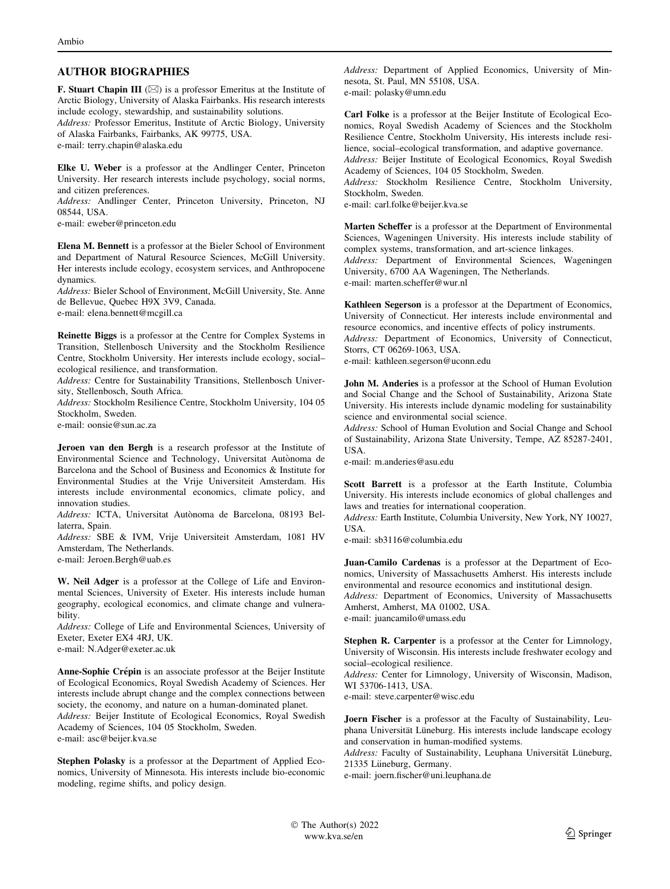## AUTHOR BIOGRAPHIES

**F. Stuart Chapin III** (✉) is a professor Emeritus at the Institute of Arctic Biology, University of Alaska Fairbanks. His research interests include ecology, stewardship, and sustainability solutions.

*Address:* Professor Emeritus, Institute of Arctic Biology, University of Alaska Fairbanks, Fairbanks, AK 99775, USA.

e-mail: terry.chapin@alaska.edu

**Elke U. Weber** is a professor at the Andlinger Center, Princeton University. Her research interests include psychology, social norms, and citizen preferences.

*Address:* Andlinger Center, Princeton University, Princeton, NJ 08544, USA.

e-mail: eweber@princeton.edu

**Elena M. Bennett** is a professor at the Bieler School of Environment and Department of Natural Resource Sciences, McGill University. Her interests include ecology, ecosystem services, and Anthropocene dynamics.

*Address:* Bieler School of Environment, McGill University, Ste. Anne de Bellevue, Quebec H9X 3V9, Canada.

e-mail: elena.bennett@mcgill.ca

**Reinette Biggs** is a professor at the Centre for Complex Systems in Transition, Stellenbosch University and the Stockholm Resilience Centre, Stockholm University. Her interests include ecology, social–ecological resilience, and transformation.

*Address:* Centre for Sustainability Transitions, Stellenbosch University, Stellenbosch, South Africa.

*Address:* Stockholm Resilience Centre, Stockholm University, 104 05 Stockholm, Sweden.

e-mail: oonsie@sun.ac.za

**Jeroen van den Bergh** is a research professor at the Institute of Environmental Science and Technology, Universitat Autònoma de Barcelona and the School of Business and Economics & Institute for Environmental Studies at the Vrije Universiteit Amsterdam. His interests include environmental economics, climate policy, and innovation studies.

*Address:* ICTA, Universitat Autònoma de Barcelona, 08193 Bellaterra, Spain.

*Address:* SBE & IVM, Vrije Universiteit Amsterdam, 1081 HV Amsterdam, The Netherlands.

e-mail: Jeroen.Bergh@uab.es

**W. Neil Adger** is a professor at the College of Life and Environmental Sciences, University of Exeter. His interests include human geography, ecological economics, and climate change and vulnerability.

*Address:* College of Life and Environmental Sciences, University of Exeter, Exeter EX4 4RJ, UK.

e-mail: N.Adger@exeter.ac.uk

**Anne-Sophie Crépin** is an associate professor at the Beijer Institute of Ecological Economics, Royal Swedish Academy of Sciences. Her interests include abrupt change and the complex connections between society, the economy, and nature on a human-dominated planet.

*Address:* Beijer Institute of Ecological Economics, Royal Swedish Academy of Sciences, 104 05 Stockholm, Sweden.

e-mail: asc@beijer.kva.se

**Stephen Polasky** is a professor at the Department of Applied Economics, University of Minnesota. His interests include bio-economic modeling, regime shifts, and policy design.

*Address:* Department of Applied Economics, University of Minnesota, St. Paul, MN 55108, USA.

e-mail: polasky@umn.edu

**Carl Folke** is a professor at the Beijer Institute of Ecological Economics, Royal Swedish Academy of Sciences and the Stockholm Resilience Centre, Stockholm University, His interests include resilience, social–ecological transformation, and adaptive governance.

*Address:* Beijer Institute of Ecological Economics, Royal Swedish Academy of Sciences, 104 05 Stockholm, Sweden.

*Address:* Stockholm Resilience Centre, Stockholm University, Stockholm, Sweden.

e-mail: carl.folke@beijer.kva.se

**Marten Scheffer** is a professor at the Department of Environmental Sciences, Wageningen University. His interests include stability of complex systems, transformation, and art-science linkages.

*Address:* Department of Environmental Sciences, Wageningen University, 6700 AA Wageningen, The Netherlands.

e-mail: marten.scheffer@wur.nl

**Kathleen Segerson** is a professor at the Department of Economics, University of Connecticut. Her interests include environmental and resource economics, and incentive effects of policy instruments.

*Address:* Department of Economics, University of Connecticut, Storrs, CT 06269-1063, USA.

e-mail: kathleen.segerson@uconn.edu

**John M. Anderies** is a professor at the School of Human Evolution and Social Change and the School of Sustainability, Arizona State University. His interests include dynamic modeling for sustainability science and environmental social science.

*Address:* School of Human Evolution and Social Change and School of Sustainability, Arizona State University, Tempe, AZ 85287-2401, USA.

e-mail: m.anderies@asu.edu

**Scott Barrett** is a professor at the Earth Institute, Columbia University. His interests include economics of global challenges and laws and treaties for international cooperation.

*Address:* Earth Institute, Columbia University, New York, NY 10027, USA.

e-mail: sb3116@columbia.edu

**Juan-Camilo Cardenas** is a professor at the Department of Economics, University of Massachusetts Amherst. His interests include environmental and resource economics and institutional design.

*Address:* Department of Economics, University of Massachusetts Amherst, Amherst, MA 01002, USA.

e-mail: juancamilo@umass.edu

**Stephen R. Carpenter** is a professor at the Center for Limnology, University of Wisconsin. His interests include freshwater ecology and social–ecological resilience.

*Address:* Center for Limnology, University of Wisconsin, Madison, WI 53706-1413, USA.

e-mail: steve.carpenter@wisc.edu

**Joern Fischer** is a professor at the Faculty of Sustainability, Leuphana Universität Lüneburg. His interests include landscape ecology and conservation in human-modified systems.

*Address:* Faculty of Sustainability, Leuphana Universität Lüneburg, 21335 Lüneburg, Germany.

e-mail: joern.fischer@uni.leuphana.de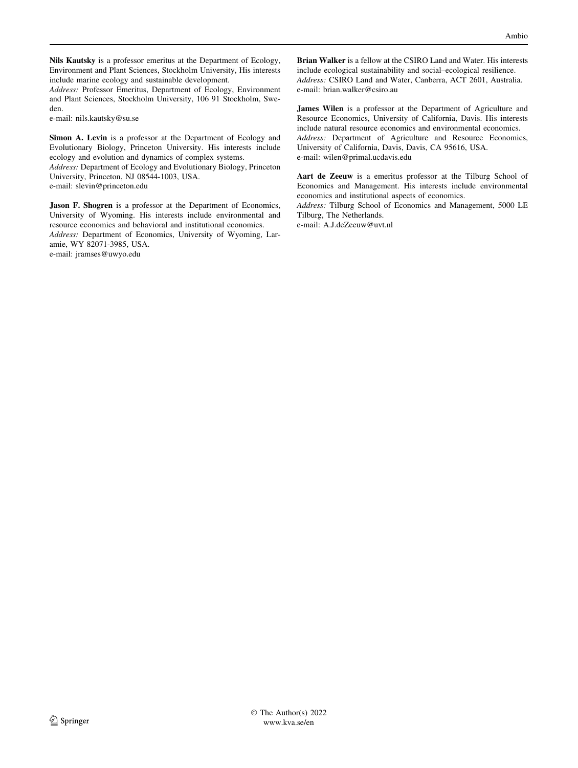**Nils Kautsky** is a professor emeritus at the Department of Ecology, Environment and Plant Sciences, Stockholm University, His interests include marine ecology and sustainable development.
*Address:* Professor Emeritus, Department of Ecology, Environment and Plant Sciences, Stockholm University, 106 91 Stockholm, Sweden.
e-mail: nils.kautsky@su.se

**Simon A. Levin** is a professor at the Department of Ecology and Evolutionary Biology, Princeton University. His interests include ecology and evolution and dynamics of complex systems.
*Address:* Department of Ecology and Evolutionary Biology, Princeton University, Princeton, NJ 08544-1003, USA.
e-mail: slevin@princeton.edu

**Jason F. Shogren** is a professor at the Department of Economics, University of Wyoming. His interests include environmental and resource economics and behavioral and institutional economics.
*Address:* Department of Economics, University of Wyoming, Laramie, WY 82071-3985, USA.
e-mail: jramses@uwyo.edu

**Brian Walker** is a fellow at the CSIRO Land and Water. His interests include ecological sustainability and social–ecological resilience.
*Address:* CSIRO Land and Water, Canberra, ACT 2601, Australia.
e-mail: brian.walker@csiro.au

**James Wilen** is a professor at the Department of Agriculture and Resource Economics, University of California, Davis. His interests include natural resource economics and environmental economics.
*Address:* Department of Agriculture and Resource Economics, University of California, Davis, Davis, CA 95616, USA.
e-mail: wilen@primal.ucdavis.edu

**Aart de Zeeuw** is a emeritus professor at the Tilburg School of Economics and Management. His interests include environmental economics and institutional aspects of economics.
*Address:* Tilburg School of Economics and Management, 5000 LE Tilburg, The Netherlands.
e-mail: A.J.deZeeuw@uvt.nl